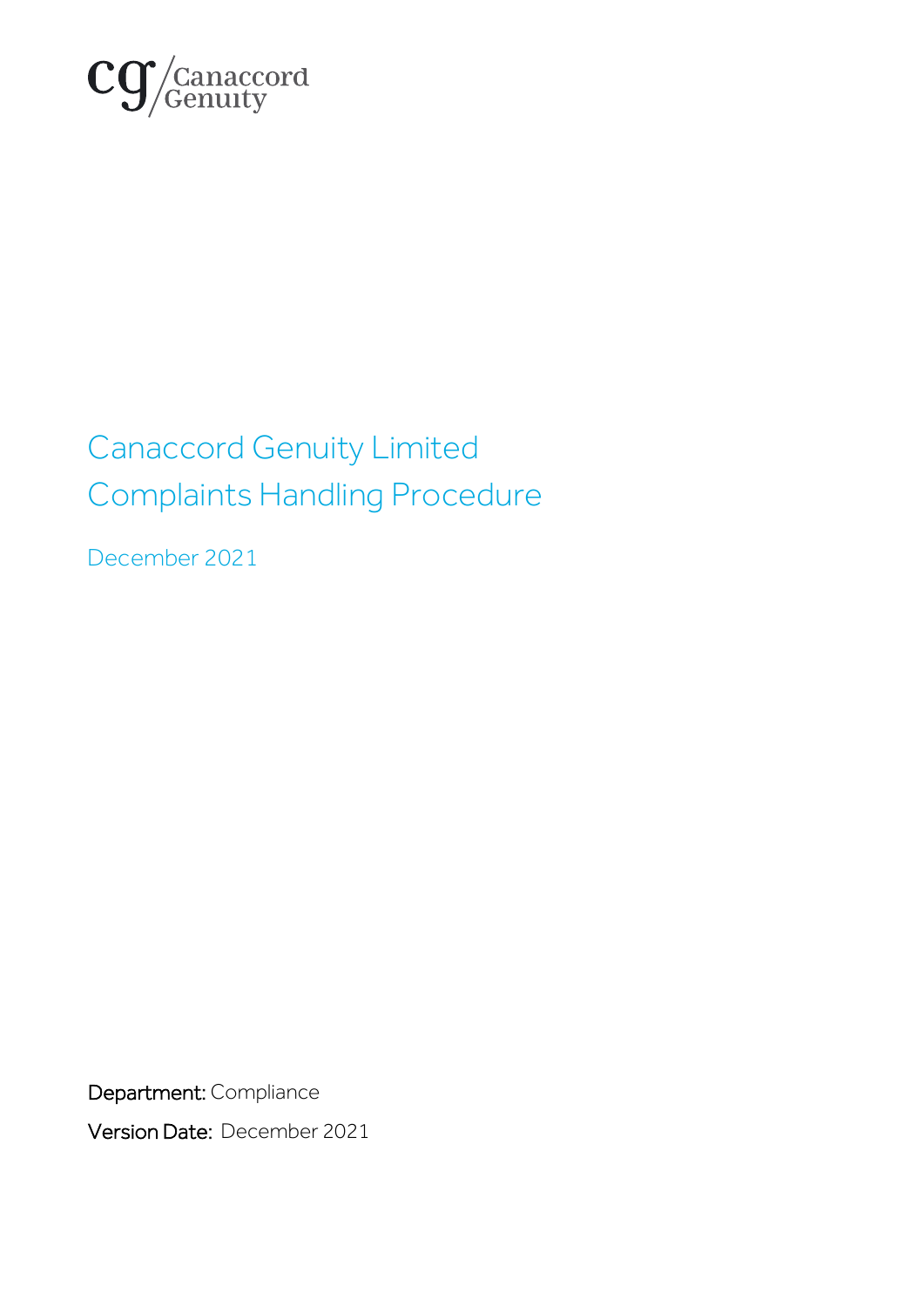cg Canaccord Genuity

# Canaccord Genuity Limited
# Complaints Handling Procedure

December 2021

**Department:** Compliance

**Version Date:** December 2021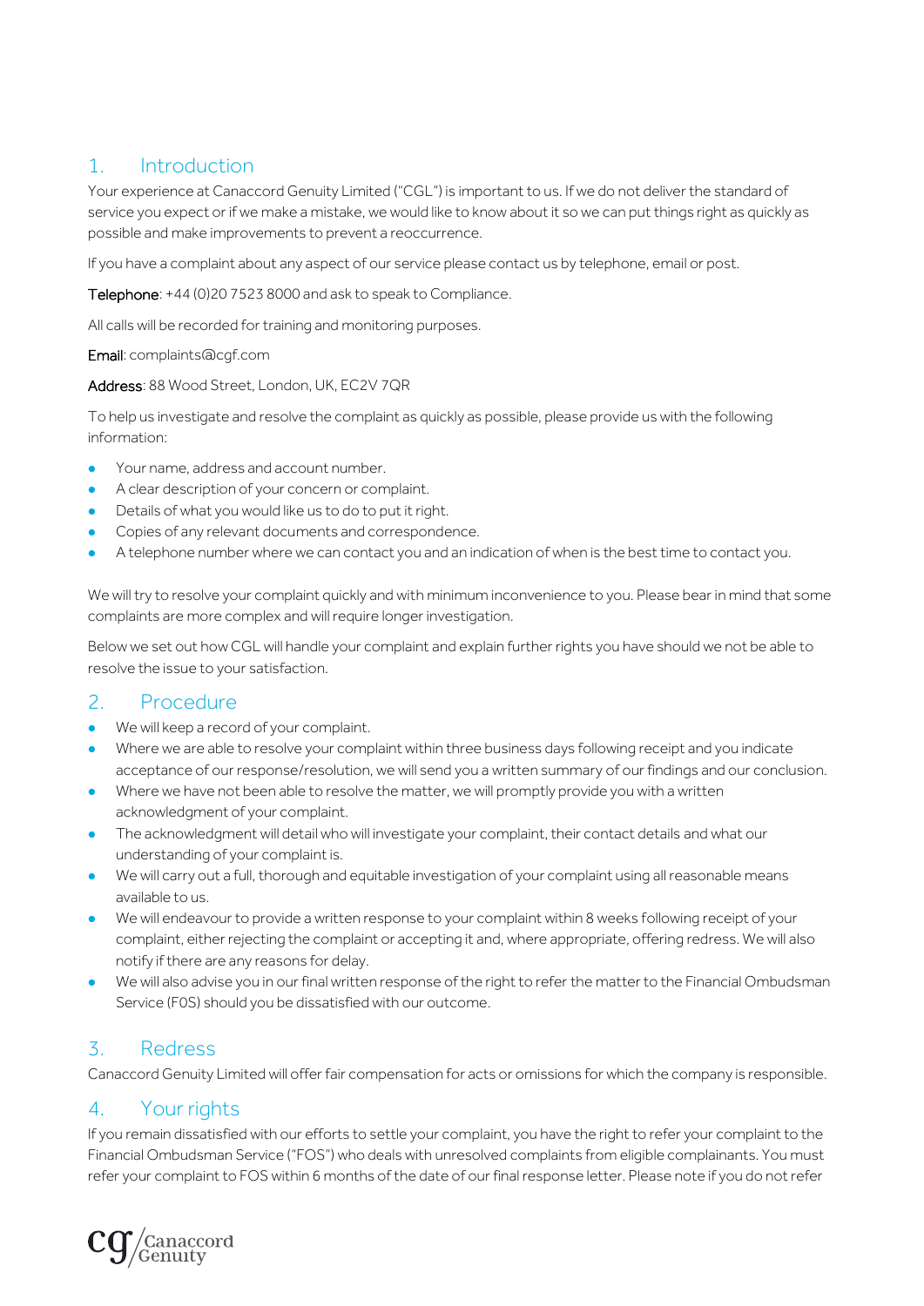## 1. Introduction

Your experience at Canaccord Genuity Limited ("CGL") is important to us. If we do not deliver the standard of service you expect or if we make a mistake, we would like to know about it so we can put things right as quickly as possible and make improvements to prevent a reoccurrence.

If you have a complaint about any aspect of our service please contact us by telephone, email or post.

**Telephone**: +44 (0)20 7523 8000 and ask to speak to Compliance.

All calls will be recorded for training and monitoring purposes.

**Email**: complaints@cgf.com

**Address**: 88 Wood Street, London, UK, EC2V 7QR

To help us investigate and resolve the complaint as quickly as possible, please provide us with the following information:

- Your name, address and account number.
- A clear description of your concern or complaint.
- Details of what you would like us to do to put it right.
- Copies of any relevant documents and correspondence.
- A telephone number where we can contact you and an indication of when is the best time to contact you.

We will try to resolve your complaint quickly and with minimum inconvenience to you. Please bear in mind that some complaints are more complex and will require longer investigation.

Below we set out how CGL will handle your complaint and explain further rights you have should we not be able to resolve the issue to your satisfaction.

## 2. Procedure

- We will keep a record of your complaint.
- Where we are able to resolve your complaint within three business days following receipt and you indicate acceptance of our response/resolution, we will send you a written summary of our findings and our conclusion.
- Where we have not been able to resolve the matter, we will promptly provide you with a written acknowledgment of your complaint.
- The acknowledgment will detail who will investigate your complaint, their contact details and what our understanding of your complaint is.
- We will carry out a full, thorough and equitable investigation of your complaint using all reasonable means available to us.
- We will endeavour to provide a written response to your complaint within 8 weeks following receipt of your complaint, either rejecting the complaint or accepting it and, where appropriate, offering redress. We will also notify if there are any reasons for delay.
- We will also advise you in our final written response of the right to refer the matter to the Financial Ombudsman Service (FOS) should you be dissatisfied with our outcome.

## 3. Redress

Canaccord Genuity Limited will offer fair compensation for acts or omissions for which the company is responsible.

## 4. Your rights

If you remain dissatisfied with our efforts to settle your complaint, you have the right to refer your complaint to the Financial Ombudsman Service ("FOS") who deals with unresolved complaints from eligible complainants. You must refer your complaint to FOS within 6 months of the date of our final response letter. Please note if you do not refer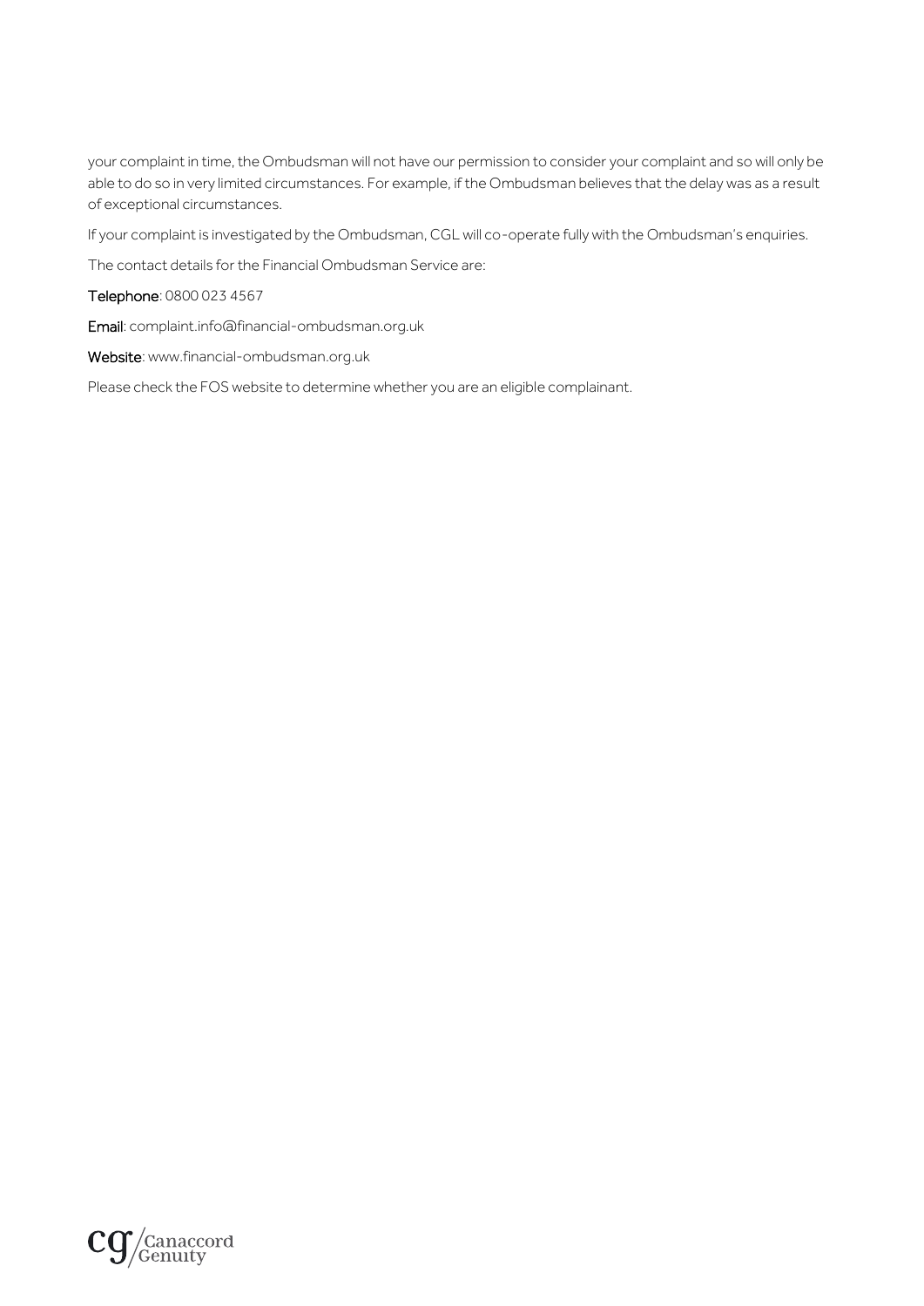your complaint in time, the Ombudsman will not have our permission to consider your complaint and so will only be able to do so in very limited circumstances. For example, if the Ombudsman believes that the delay was as a result of exceptional circumstances.

If your complaint is investigated by the Ombudsman, CGL will co-operate fully with the Ombudsman's enquiries.

The contact details for the Financial Ombudsman Service are:

**Telephone**: 0800 023 4567

**Email**: complaint.info@financial-ombudsman.org.uk

**Website**: www.financial-ombudsman.org.uk

Please check the FOS website to determine whether you are an eligible complainant.